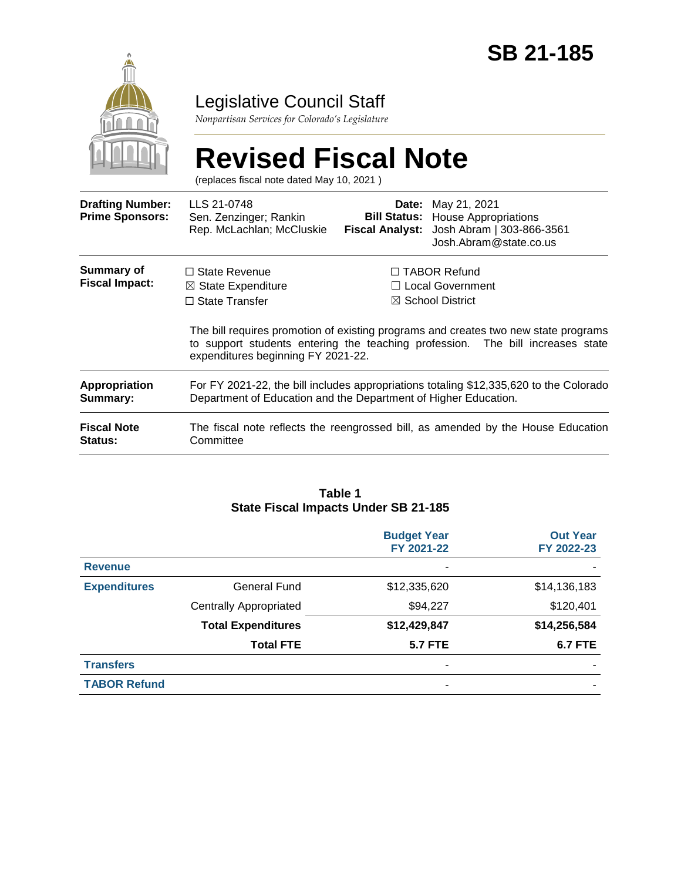# SB 21-185

## Legislative Council Staff

*Nonpartisan Services for Colorado's Legislature*

# Revised Fiscal Note

(replaces fiscal note dated May 10, 2021 )

| | | | |
|---|---|---|---|
| **Drafting Number:** | LLS 21-0748 | **Date:** | May 21, 2021 |
| **Prime Sponsors:** | Sen. Zenzinger; Rankin<br>Rep. McLachlan; McCluskie | **Bill Status:** | House Appropriations |
| | | **Fiscal Analyst:** | Josh Abram \| 303-866-3561<br>Josh.Abram@state.co.us |

**Summary of Fiscal Impact:**

☐ State Revenue
☒ State Expenditure
☐ State Transfer
☐ TABOR Refund
☐ Local Government
☒ School District

The bill requires promotion of existing programs and creates two new state programs to support students entering the teaching profession. The bill increases state expenditures beginning FY 2021-22.

**Appropriation Summary:** For FY 2021-22, the bill includes appropriations totaling $12,335,620 to the Colorado Department of Education and the Department of Higher Education.

**Fiscal Note Status:** The fiscal note reflects the reengrossed bill, as amended by the House Education Committee

**Table 1**
**State Fiscal Impacts Under SB 21-185**

| | | Budget Year FY 2021-22 | Out Year FY 2022-23 |
|---|---|---|---|
| **Revenue** | | - | - |
| **Expenditures** | General Fund | $12,335,620 | $14,136,183 |
| | Centrally Appropriated | $94,227 | $120,401 |
| | **Total Expenditures** | **$12,429,847** | **$14,256,584** |
| | **Total FTE** | **5.7 FTE** | **6.7 FTE** |
| **Transfers** | | - | - |
| **TABOR Refund** | | - | - |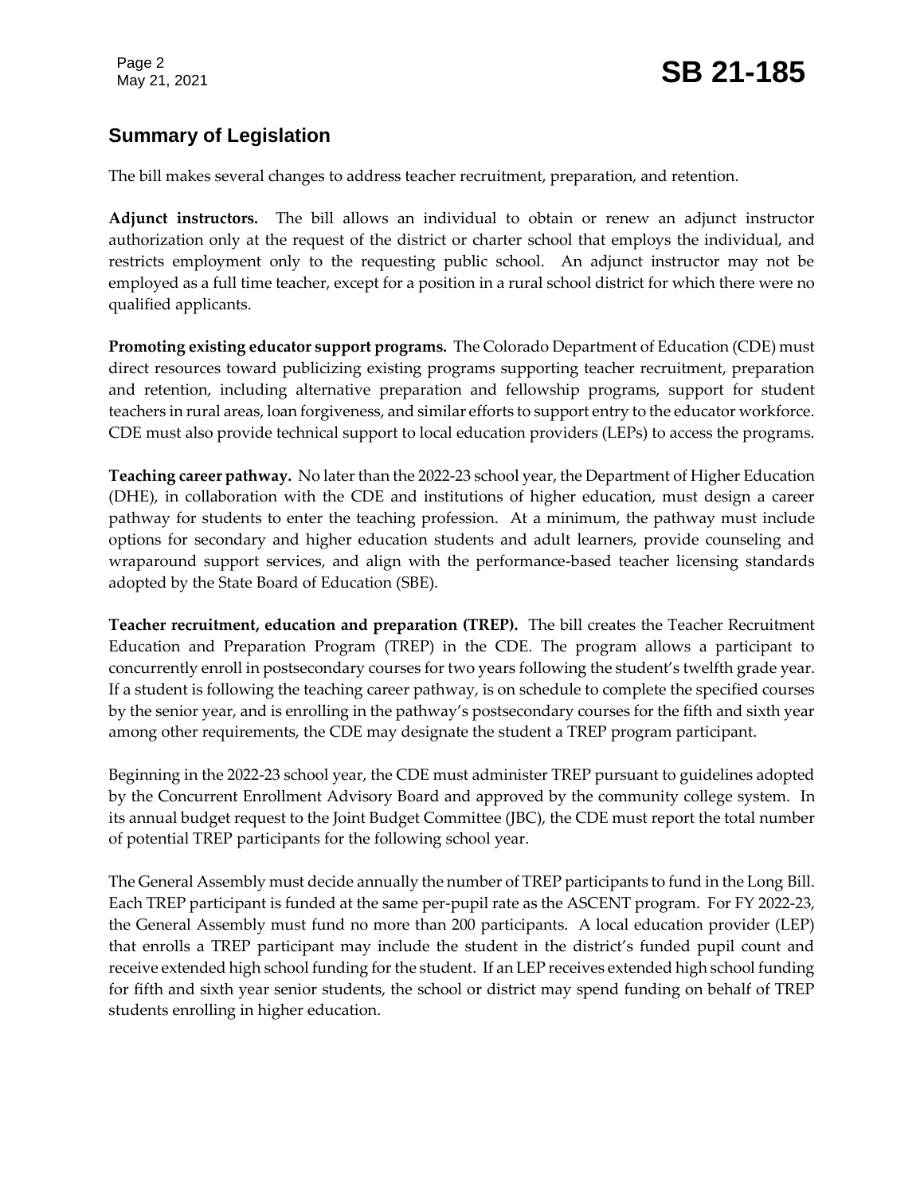## Summary of Legislation

The bill makes several changes to address teacher recruitment, preparation, and retention.

**Adjunct instructors.** The bill allows an individual to obtain or renew an adjunct instructor authorization only at the request of the district or charter school that employs the individual, and restricts employment only to the requesting public school. An adjunct instructor may not be employed as a full time teacher, except for a position in a rural school district for which there were no qualified applicants.

**Promoting existing educator support programs.** The Colorado Department of Education (CDE) must direct resources toward publicizing existing programs supporting teacher recruitment, preparation and retention, including alternative preparation and fellowship programs, support for student teachers in rural areas, loan forgiveness, and similar efforts to support entry to the educator workforce. CDE must also provide technical support to local education providers (LEPs) to access the programs.

**Teaching career pathway.** No later than the 2022-23 school year, the Department of Higher Education (DHE), in collaboration with the CDE and institutions of higher education, must design a career pathway for students to enter the teaching profession. At a minimum, the pathway must include options for secondary and higher education students and adult learners, provide counseling and wraparound support services, and align with the performance-based teacher licensing standards adopted by the State Board of Education (SBE).

**Teacher recruitment, education and preparation (TREP).** The bill creates the Teacher Recruitment Education and Preparation Program (TREP) in the CDE. The program allows a participant to concurrently enroll in postsecondary courses for two years following the student's twelfth grade year. If a student is following the teaching career pathway, is on schedule to complete the specified courses by the senior year, and is enrolling in the pathway's postsecondary courses for the fifth and sixth year among other requirements, the CDE may designate the student a TREP program participant.

Beginning in the 2022-23 school year, the CDE must administer TREP pursuant to guidelines adopted by the Concurrent Enrollment Advisory Board and approved by the community college system. In its annual budget request to the Joint Budget Committee (JBC), the CDE must report the total number of potential TREP participants for the following school year.

The General Assembly must decide annually the number of TREP participants to fund in the Long Bill. Each TREP participant is funded at the same per-pupil rate as the ASCENT program. For FY 2022-23, the General Assembly must fund no more than 200 participants. A local education provider (LEP) that enrolls a TREP participant may include the student in the district's funded pupil count and receive extended high school funding for the student. If an LEP receives extended high school funding for fifth and sixth year senior students, the school or district may spend funding on behalf of TREP students enrolling in higher education.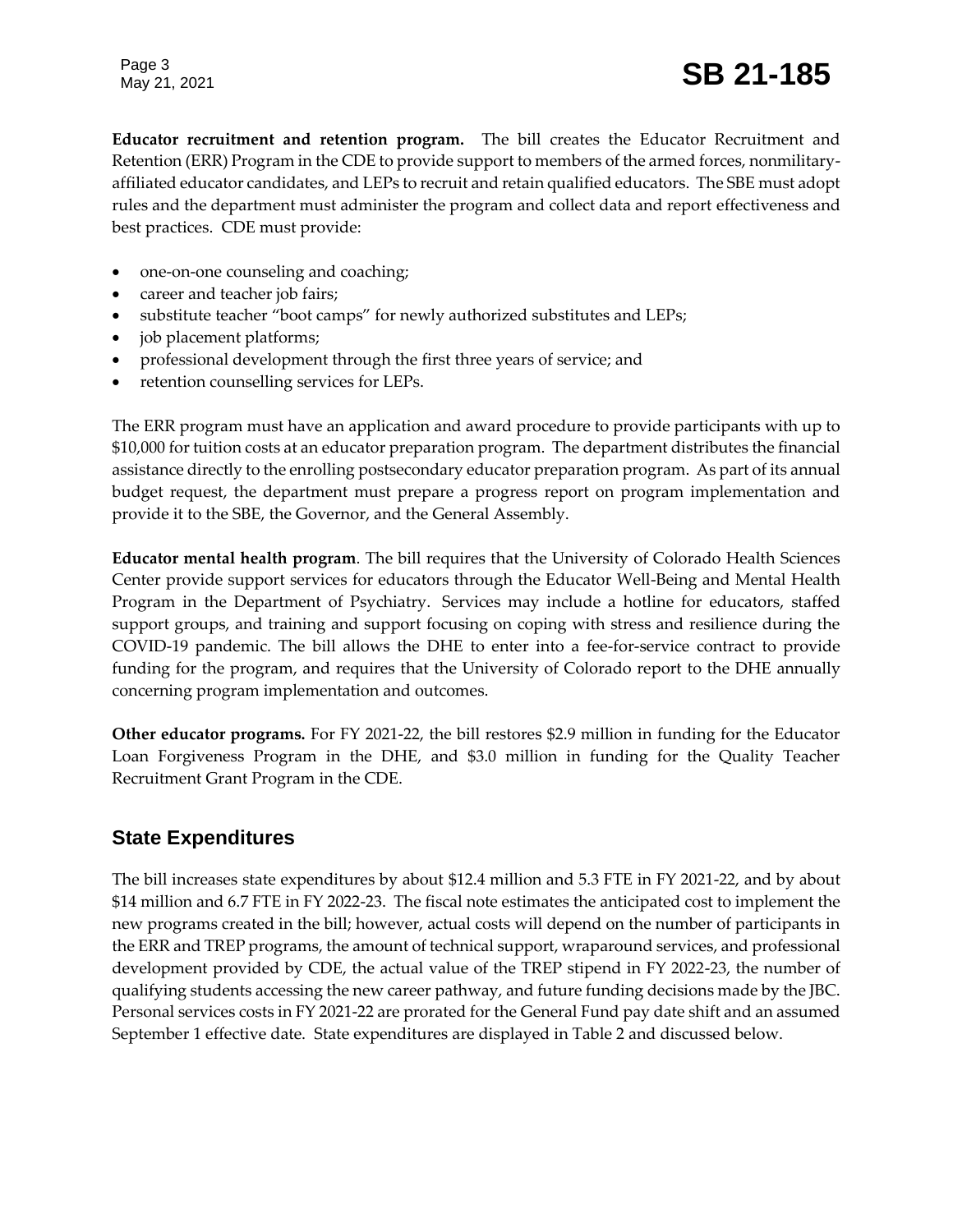**Educator recruitment and retention program.** The bill creates the Educator Recruitment and Retention (ERR) Program in the CDE to provide support to members of the armed forces, nonmilitary-affiliated educator candidates, and LEPs to recruit and retain qualified educators. The SBE must adopt rules and the department must administer the program and collect data and report effectiveness and best practices. CDE must provide:

- one-on-one counseling and coaching;
- career and teacher job fairs;
- substitute teacher "boot camps" for newly authorized substitutes and LEPs;
- job placement platforms;
- professional development through the first three years of service; and
- retention counselling services for LEPs.

The ERR program must have an application and award procedure to provide participants with up to $10,000 for tuition costs at an educator preparation program. The department distributes the financial assistance directly to the enrolling postsecondary educator preparation program. As part of its annual budget request, the department must prepare a progress report on program implementation and provide it to the SBE, the Governor, and the General Assembly.

**Educator mental health program**. The bill requires that the University of Colorado Health Sciences Center provide support services for educators through the Educator Well-Being and Mental Health Program in the Department of Psychiatry. Services may include a hotline for educators, staffed support groups, and training and support focusing on coping with stress and resilience during the COVID-19 pandemic. The bill allows the DHE to enter into a fee-for-service contract to provide funding for the program, and requires that the University of Colorado report to the DHE annually concerning program implementation and outcomes.

**Other educator programs.** For FY 2021-22, the bill restores $2.9 million in funding for the Educator Loan Forgiveness Program in the DHE, and $3.0 million in funding for the Quality Teacher Recruitment Grant Program in the CDE.

## State Expenditures

The bill increases state expenditures by about $12.4 million and 5.3 FTE in FY 2021-22, and by about $14 million and 6.7 FTE in FY 2022-23. The fiscal note estimates the anticipated cost to implement the new programs created in the bill; however, actual costs will depend on the number of participants in the ERR and TREP programs, the amount of technical support, wraparound services, and professional development provided by CDE, the actual value of the TREP stipend in FY 2022-23, the number of qualifying students accessing the new career pathway, and future funding decisions made by the JBC. Personal services costs in FY 2021-22 are prorated for the General Fund pay date shift and an assumed September 1 effective date. State expenditures are displayed in Table 2 and discussed below.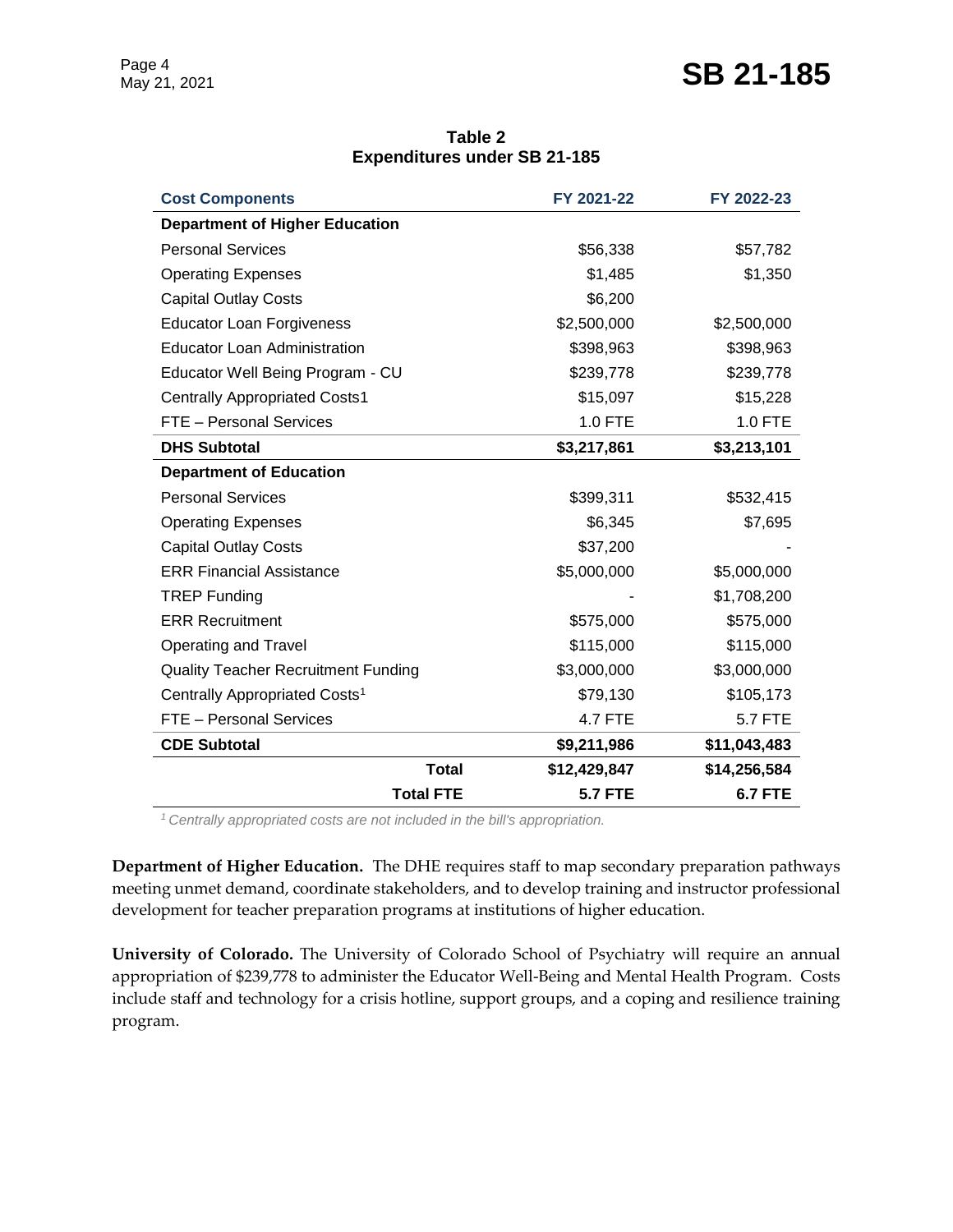**Table 2**
**Expenditures under SB 21-185**

| Cost Components | FY 2021-22 | FY 2022-23 |
|---|---|---|
| **Department of Higher Education** | | |
| Personal Services | $56,338 | $57,782 |
| Operating Expenses | $1,485 | $1,350 |
| Capital Outlay Costs | $6,200 | |
| Educator Loan Forgiveness | $2,500,000 | $2,500,000 |
| Educator Loan Administration | $398,963 | $398,963 |
| Educator Well Being Program - CU | $239,778 | $239,778 |
| Centrally Appropriated Costs1 | $15,097 | $15,228 |
| FTE – Personal Services | 1.0 FTE | 1.0 FTE |
| **DHS Subtotal** | **$3,217,861** | **$3,213,101** |
| **Department of Education** | | |
| Personal Services | $399,311 | $532,415 |
| Operating Expenses | $6,345 | $7,695 |
| Capital Outlay Costs | $37,200 | - |
| ERR Financial Assistance | $5,000,000 | $5,000,000 |
| TREP Funding | - | $1,708,200 |
| ERR Recruitment | $575,000 | $575,000 |
| Operating and Travel | $115,000 | $115,000 |
| Quality Teacher Recruitment Funding | $3,000,000 | $3,000,000 |
| Centrally Appropriated Costs[1] | $79,130 | $105,173 |
| FTE – Personal Services | 4.7 FTE | 5.7 FTE |
| **CDE Subtotal** | **$9,211,986** | **$11,043,483** |
| **Total** | **$12,429,847** | **$14,256,584** |
| **Total FTE** | **5.7 FTE** | **6.7 FTE** |

*[1] Centrally appropriated costs are not included in the bill's appropriation.*

**Department of Higher Education.** The DHE requires staff to map secondary preparation pathways meeting unmet demand, coordinate stakeholders, and to develop training and instructor professional development for teacher preparation programs at institutions of higher education.

**University of Colorado.** The University of Colorado School of Psychiatry will require an annual appropriation of $239,778 to administer the Educator Well-Being and Mental Health Program. Costs include staff and technology for a crisis hotline, support groups, and a coping and resilience training program.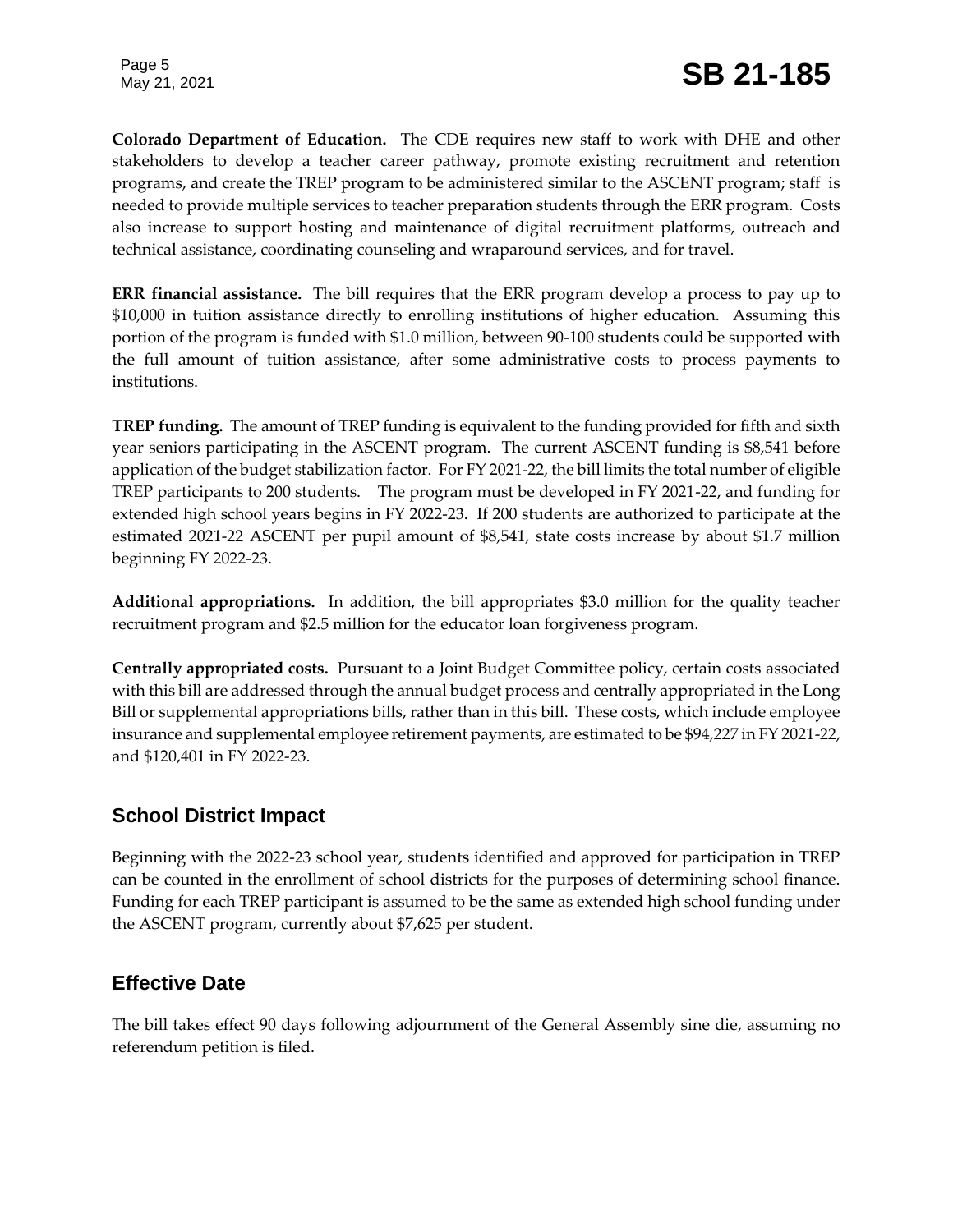**Colorado Department of Education.** The CDE requires new staff to work with DHE and other stakeholders to develop a teacher career pathway, promote existing recruitment and retention programs, and create the TREP program to be administered similar to the ASCENT program; staff is needed to provide multiple services to teacher preparation students through the ERR program. Costs also increase to support hosting and maintenance of digital recruitment platforms, outreach and technical assistance, coordinating counseling and wraparound services, and for travel.

**ERR financial assistance.** The bill requires that the ERR program develop a process to pay up to $10,000 in tuition assistance directly to enrolling institutions of higher education. Assuming this portion of the program is funded with $1.0 million, between 90-100 students could be supported with the full amount of tuition assistance, after some administrative costs to process payments to institutions.

**TREP funding.** The amount of TREP funding is equivalent to the funding provided for fifth and sixth year seniors participating in the ASCENT program. The current ASCENT funding is $8,541 before application of the budget stabilization factor. For FY 2021-22, the bill limits the total number of eligible TREP participants to 200 students. The program must be developed in FY 2021-22, and funding for extended high school years begins in FY 2022-23. If 200 students are authorized to participate at the estimated 2021-22 ASCENT per pupil amount of $8,541, state costs increase by about $1.7 million beginning FY 2022-23.

**Additional appropriations.** In addition, the bill appropriates $3.0 million for the quality teacher recruitment program and $2.5 million for the educator loan forgiveness program.

**Centrally appropriated costs.** Pursuant to a Joint Budget Committee policy, certain costs associated with this bill are addressed through the annual budget process and centrally appropriated in the Long Bill or supplemental appropriations bills, rather than in this bill. These costs, which include employee insurance and supplemental employee retirement payments, are estimated to be $94,227 in FY 2021-22, and $120,401 in FY 2022-23.

## School District Impact

Beginning with the 2022-23 school year, students identified and approved for participation in TREP can be counted in the enrollment of school districts for the purposes of determining school finance. Funding for each TREP participant is assumed to be the same as extended high school funding under the ASCENT program, currently about $7,625 per student.

## Effective Date

The bill takes effect 90 days following adjournment of the General Assembly sine die, assuming no referendum petition is filed.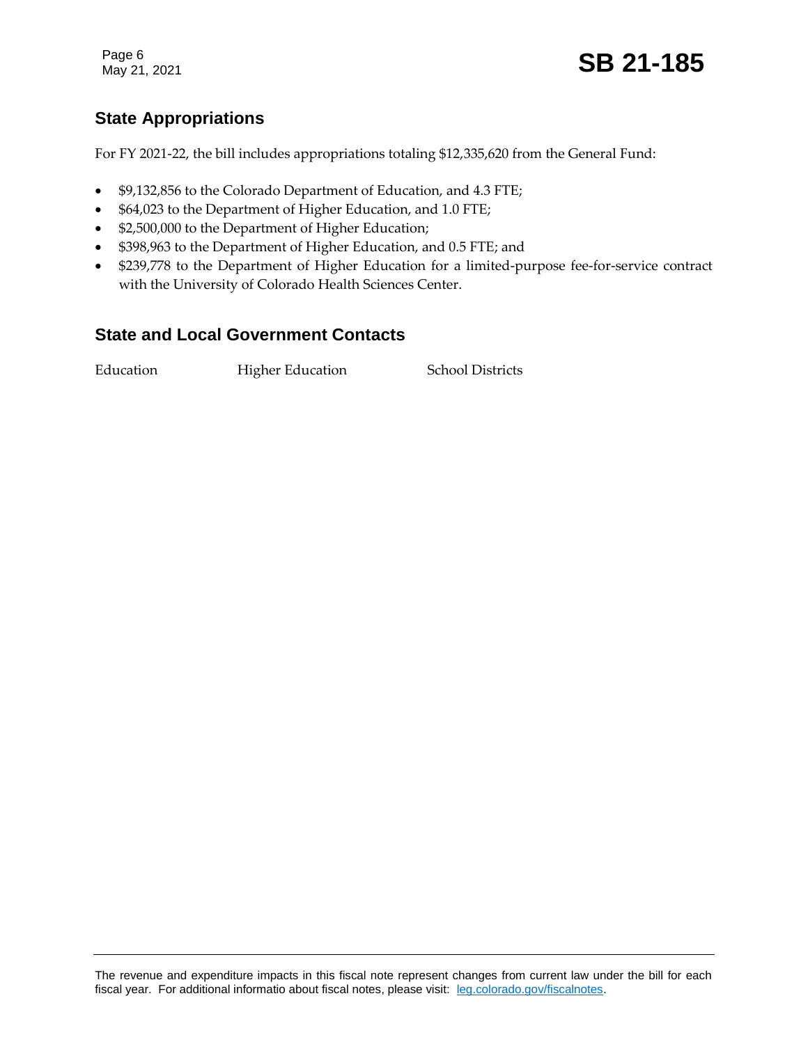## State Appropriations

For FY 2021-22, the bill includes appropriations totaling $12,335,620 from the General Fund:

- $9,132,856 to the Colorado Department of Education, and 4.3 FTE;
- $64,023 to the Department of Higher Education, and 1.0 FTE;
- $2,500,000 to the Department of Higher Education;
- $398,963 to the Department of Higher Education, and 0.5 FTE; and
- $239,778 to the Department of Higher Education for a limited-purpose fee-for-service contract with the University of Colorado Health Sciences Center.

## State and Local Government Contacts

Education　　Higher Education　　School Districts

The revenue and expenditure impacts in this fiscal note represent changes from current law under the bill for each fiscal year. For additional informatio about fiscal notes, please visit: leg.colorado.gov/fiscalnotes.